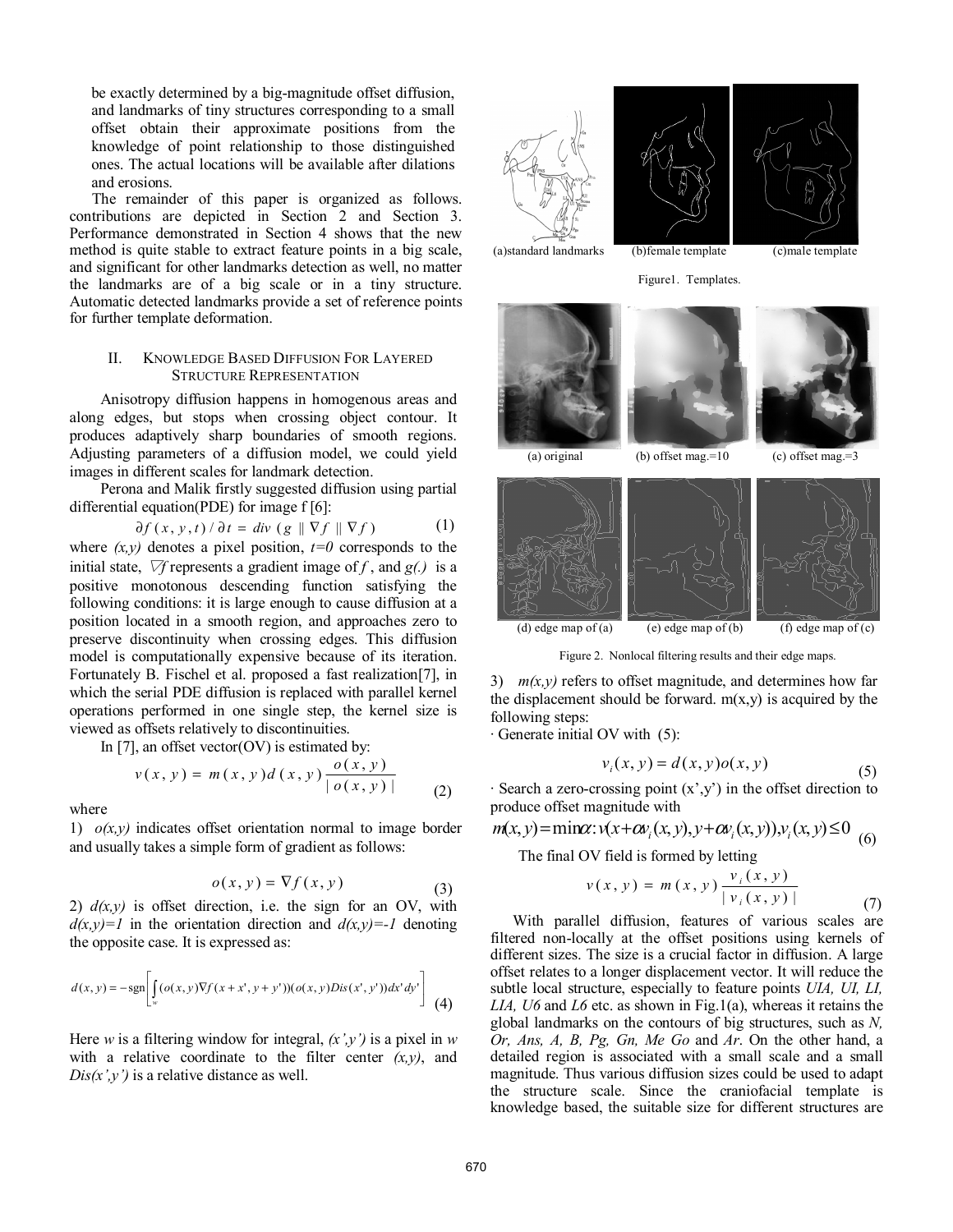be exactly determined by a big-magnitude offset diffusion, and landmarks of tiny structures corresponding to a small offset obtain their approximate positions from the knowledge of point relationship to those distinguished ones. The actual locations will be available after dilations and erosions.

The remainder of this paper is organized as follows. contributions are depicted in Section 2 and Section 3. Performance demonstrated in Section 4 shows that the new method is quite stable to extract feature points in a big scale, and significant for other landmarks detection as well, no matter the landmarks are of a big scale or in a tiny structure. Automatic detected landmarks provide a set of reference points for further template deformation.

## II. Knowledge Based Diffusion For Layered Structure Representation

Anisotropy diffusion happens in homogenous areas and along edges, but stops when crossing object contour. It produces adaptively sharp boundaries of smooth regions. Adjusting parameters of a diffusion model, we could yield images in different scales for landmark detection.

Perona and Malik firstly suggested diffusion using partial differential equation(PDE) for image f [6]:

$$\partial f(x,y,t)/\partial t = div(g \| \nabla f \| \nabla f) \tag{1}$$

where $(x,y)$ denotes a pixel position, $t=0$ corresponds to the initial state, $\nabla f$ represents a gradient image of $f$, and $g(.)$ is a positive monotonous descending function satisfying the following conditions: it is large enough to cause diffusion at a position located in a smooth region, and approaches zero to preserve discontinuity when crossing edges. This diffusion model is computationally expensive because of its iteration. Fortunately B. Fischel et al. proposed a fast realization[7], in which the serial PDE diffusion is replaced with parallel kernel operations performed in one single step, the kernel size is viewed as offsets relatively to discontinuities.

In [7], an offset vector(OV) is estimated by:

$$v(x,y) = m(x,y)d(x,y)\frac{o(x,y)}{|o(x,y)|} \tag{2}$$

where

1) $o(x,y)$ indicates offset orientation normal to image border and usually takes a simple form of gradient as follows:

$$o(x,y) = \nabla f(x,y) \tag{3}$$

2) $d(x,y)$ is offset direction, i.e. the sign for an OV, with $d(x,y)=1$ in the orientation direction and $d(x,y)=-1$ denoting the opposite case. It is expressed as:

$$d(x,y) = -\mathrm{sgn}\left[\int_w (o(x,y)\nabla f(x+x',y+y'))(o(x,y)Dis(x',y'))dx'dy'\right] \tag{4}$$

Here $w$ is a filtering window for integral, $(x',y')$ is a pixel in $w$ with a relative coordinate to the filter center $(x,y)$, and $Dis(x',y')$ is a relative distance as well.

(a)standard landmarks (b)female template (c)male template

Figure1. Templates.

(a) original (b) offset mag.=10 (c) offset mag.=3

(d) edge map of (a) (e) edge map of (b) (f) edge map of (c)

Figure 2. Nonlocal filtering results and their edge maps.

3) $m(x,y)$ refers to offset magnitude, and determines how far the displacement should be forward. m(x,y) is acquired by the following steps:

· Generate initial OV with (5):

$$v_i(x,y) = d(x,y)o(x,y) \tag{5}$$

· Search a zero-crossing point (x',y') in the offset direction to produce offset magnitude with

$$m(x,y) = \min \alpha : v(x+\alpha v_i(x,y), y+\alpha v_i(x,y)), v_i(x,y) \le 0 \tag{6}$$

The final OV field is formed by letting

$$v(x,y) = m(x,y)\frac{v_i(x,y)}{|v_i(x,y)|} \tag{7}$$

With parallel diffusion, features of various scales are filtered non-locally at the offset positions using kernels of different sizes. The size is a crucial factor in diffusion. A large offset relates to a longer displacement vector. It will reduce the subtle local structure, especially to feature points *UIA, UI, LI, LIA, U6* and *L6* etc. as shown in Fig.1(a), whereas it retains the global landmarks on the contours of big structures, such as *N, Or, Ans, A, B, Pg, Gn, Me Go* and *Ar*. On the other hand, a detailed region is associated with a small scale and a small magnitude. Thus various diffusion sizes could be used to adapt the structure scale. Since the craniofacial template is knowledge based, the suitable size for different structures are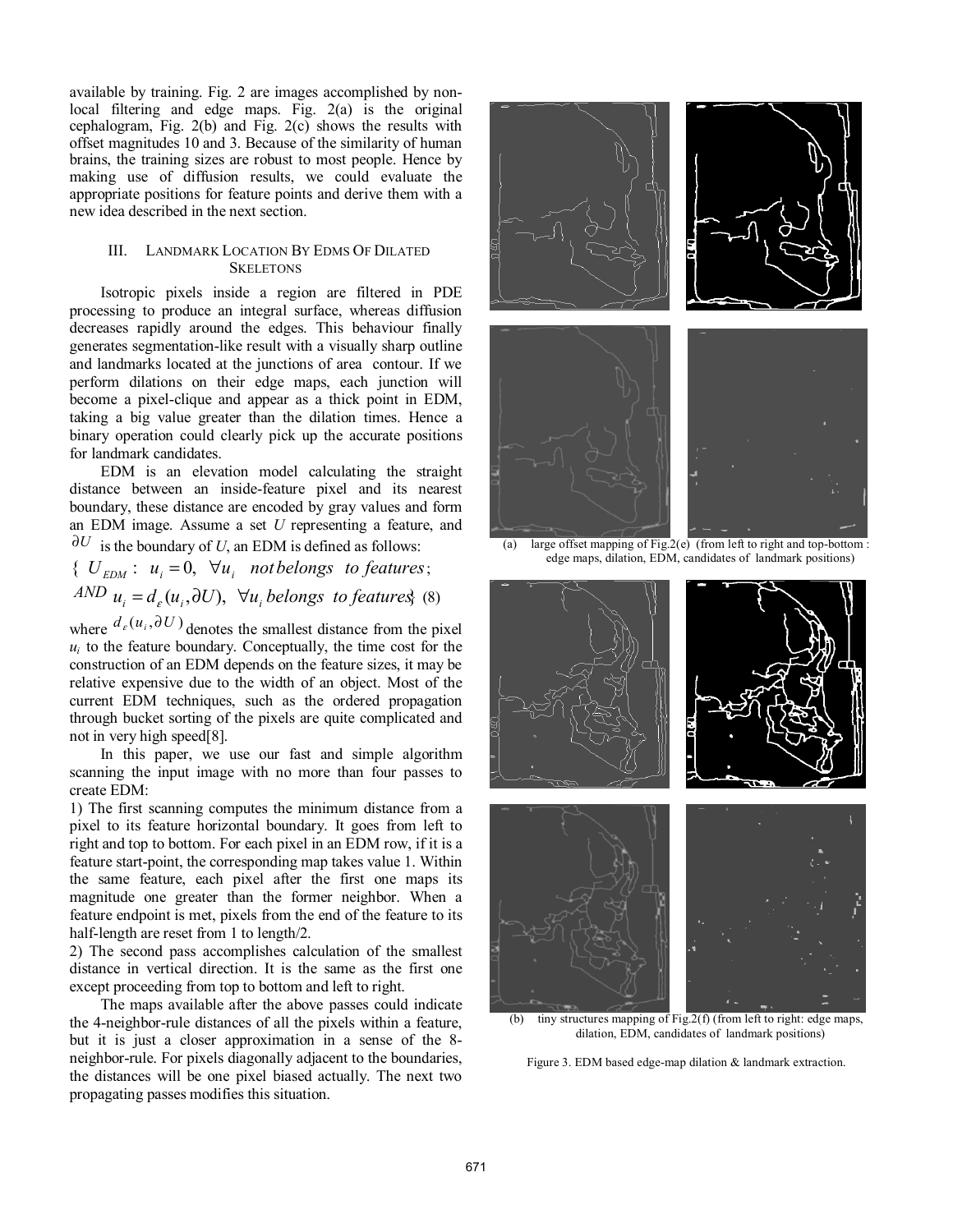available by training. Fig. 2 are images accomplished by non-local filtering and edge maps. Fig. 2(a) is the original cephalogram, Fig. 2(b) and Fig. 2(c) shows the results with offset magnitudes 10 and 3. Because of the similarity of human brains, the training sizes are robust to most people. Hence by making use of diffusion results, we could evaluate the appropriate positions for feature points and derive them with a new idea described in the next section.

## III. LANDMARK LOCATION BY EDMS OF DILATED SKELETONS

Isotropic pixels inside a region are filtered in PDE processing to produce an integral surface, whereas diffusion decreases rapidly around the edges. This behaviour finally generates segmentation-like result with a visually sharp outline and landmarks located at the junctions of area contour. If we perform dilations on their edge maps, each junction will become a pixel-clique and appear as a thick point in EDM, taking a big value greater than the dilation times. Hence a binary operation could clearly pick up the accurate positions for landmark candidates.

EDM is an elevation model calculating the straight distance between an inside-feature pixel and its nearest boundary, these distance are encoded by gray values and form an EDM image. Assume a set $U$ representing a feature, and $\partial U$ is the boundary of $U$, an EDM is defined as follows:

$$\{\ U_{EDM}:\ u_i = 0,\ \forall u_i \ \ not belongs \ \ to\ features;$$
$$AND \ u_i = d_\varepsilon(u_i, \partial U),\ \forall u_i \ belongs \ \ to\ features\} \quad (8)$$

where $d_\varepsilon(u_i, \partial U)$ denotes the smallest distance from the pixel $u_i$ to the feature boundary. Conceptually, the time cost for the construction of an EDM depends on the feature sizes, it may be relative expensive due to the width of an object. Most of the current EDM techniques, such as the ordered propagation through bucket sorting of the pixels are quite complicated and not in very high speed[8].

In this paper, we use our fast and simple algorithm scanning the input image with no more than four passes to create EDM:

1) The first scanning computes the minimum distance from a pixel to its feature horizontal boundary. It goes from left to right and top to bottom. For each pixel in an EDM row, if it is a feature start-point, the corresponding map takes value 1. Within the same feature, each pixel after the first one maps its magnitude one greater than the former neighbor. When a feature endpoint is met, pixels from the end of the feature to its half-length are reset from 1 to length/2.

2) The second pass accomplishes calculation of the smallest distance in vertical direction. It is the same as the first one except proceeding from top to bottom and left to right.

The maps available after the above passes could indicate the 4-neighbor-rule distances of all the pixels within a feature, but it is just a closer approximation in a sense of the 8-neighbor-rule. For pixels diagonally adjacent to the boundaries, the distances will be one pixel biased actually. The next two propagating passes modifies this situation.

(a) large offset mapping of Fig.2(e) (from left to right and top-bottom : edge maps, dilation, EDM, candidates of landmark positions)

(b) tiny structures mapping of Fig.2(f) (from left to right: edge maps, dilation, EDM, candidates of landmark positions)

Figure 3. EDM based edge-map dilation & landmark extraction.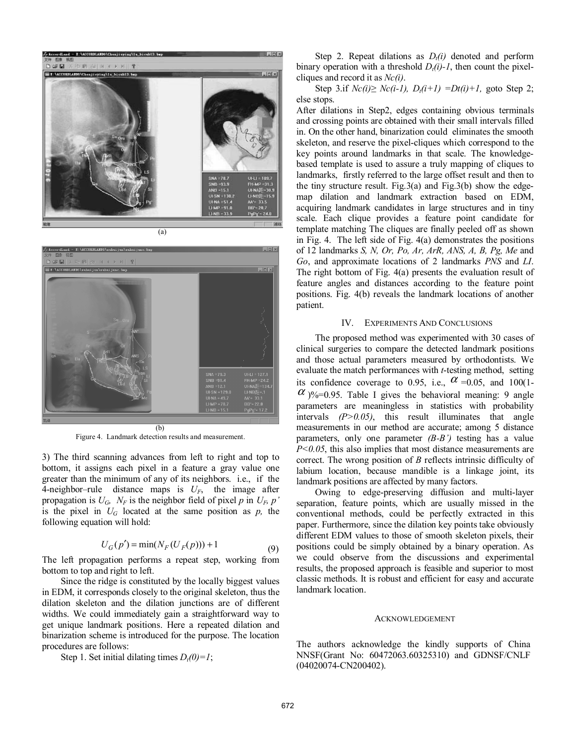(a)

(b)

Figure 4. Landmark detection results and measurement.

3) The third scanning advances from left to right and top to bottom, it assigns each pixel in a feature a gray value one greater than the minimum of any of its neighbors. i.e., if the 4-neighbor–rule distance maps is $U_F$, the image after propagation is $U_G$, $N_F$ is the neighbor field of pixel $p$ in $U_F$, $p'$ is the pixel in $U_G$ located at the same position as $p$, the following equation will hold:

$$U_G(p') = \min(N_F(U_F(p))) + 1 \tag{9}$$

The left propagation performs a repeat step, working from bottom to top and right to left.

Since the ridge is constituted by the locally biggest values in EDM, it corresponds closely to the original skeleton, thus the dilation skeleton and the dilation junctions are of different widths. We could immediately gain a straightforward way to get unique landmark positions. Here a repeated dilation and binarization scheme is introduced for the purpose. The location procedures are follows:

Step 1. Set initial dilating times $D_t(0)=1$;

Step 2. Repeat dilations as $D_t(i)$ denoted and perform binary operation with a threshold $D_t(i)-1$, then count the pixel-cliques and record it as $Nc(i)$.

Step 3.if $Nc(i) \geq Nc(i-1)$, $D_t(i+1) = Dt(i)+1$, goto Step 2; else stops.

After dilations in Step2, edges containing obvious terminals and crossing points are obtained with their small intervals filled in. On the other hand, binarization could eliminates the smooth skeleton, and reserve the pixel-cliques which correspond to the key points around landmarks in that scale. The knowledge-based template is used to assure a truly mapping of cliques to landmarks, firstly referred to the large offset result and then to the tiny structure result. Fig.3(a) and Fig.3(b) show the edge-map dilation and landmark extraction based on EDM, acquiring landmark candidates in large structures and in tiny scale. Each clique provides a feature point candidate for template matching The cliques are finally peeled off as shown in Fig. 4. The left side of Fig. 4(a) demonstrates the positions of 12 landmarks *S, N, Or, Po, Ar, ArR, ANS, A, B, Pg, Me* and *Go*, and approximate locations of 2 landmarks *PNS* and *LI*. The right bottom of Fig. 4(a) presents the evaluation result of feature angles and distances according to the feature point positions. Fig. 4(b) reveals the landmark locations of another patient.

## IV. Experiments And Conclusions

The proposed method was experimented with 30 cases of clinical surgeries to compare the detected landmark positions and those actual parameters measured by orthodontists. We evaluate the match performances with *t*-testing method, setting its confidence coverage to 0.95, i.e., $\alpha$ =0.05, and 100(1-$\alpha$)%=0.95. Table I gives the behavioral meaning: 9 angle parameters are meaningless in statistics with probability intervals $(P>0.05)$, this result illuminates that angle measurements in our method are accurate; among 5 distance parameters, only one parameter *(B-B')* testing has a value $P<0.05$, this also implies that most distance measurements are correct. The wrong position of *B* reflects intrinsic difficulty of labium location, because mandible is a linkage joint, its landmark positions are affected by many factors.

Owing to edge-preserving diffusion and multi-layer separation, feature points, which are usually missed in the conventional methods, could be perfectly extracted in this paper. Furthermore, since the dilation key points take obviously different EDM values to those of smooth skeleton pixels, their positions could be simply obtained by a binary operation. As we could observe from the discussions and experimental results, the proposed approach is feasible and superior to most classic methods. It is robust and efficient for easy and accurate landmark location.

## Acknowledgement

The authors acknowledge the kindly supports of China NNSF(Grant No: 60472063.60325310) and GDNSF/CNLF (04020074-CN200402).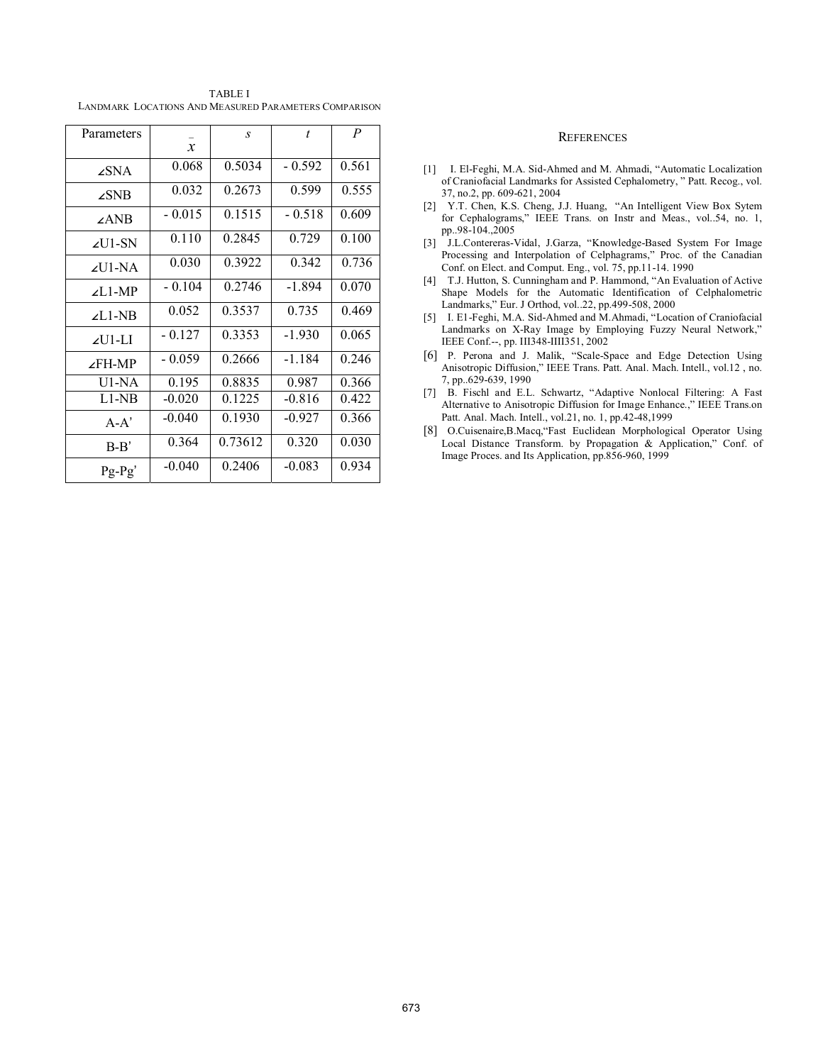TABLE I
LANDMARK LOCATIONS AND MEASURED PARAMETERS COMPARISON

| Parameters | $\bar{x}$ | $s$ | $t$ | $P$ |
|---|---|---|---|---|
| ∠SNA | 0.068 | 0.5034 | - 0.592 | 0.561 |
| ∠SNB | 0.032 | 0.2673 | 0.599 | 0.555 |
| ∠ANB | - 0.015 | 0.1515 | - 0.518 | 0.609 |
| ∠U1-SN | 0.110 | 0.2845 | 0.729 | 0.100 |
| ∠U1-NA | 0.030 | 0.3922 | 0.342 | 0.736 |
| ∠L1-MP | - 0.104 | 0.2746 | -1.894 | 0.070 |
| ∠L1-NB | 0.052 | 0.3537 | 0.735 | 0.469 |
| ∠U1-LI | - 0.127 | 0.3353 | -1.930 | 0.065 |
| ∠FH-MP | - 0.059 | 0.2666 | -1.184 | 0.246 |
| U1-NA | 0.195 | 0.8835 | 0.987 | 0.366 |
| L1-NB | -0.020 | 0.1225 | -0.816 | 0.422 |
| A-A' | -0.040 | 0.1930 | -0.927 | 0.366 |
| B-B' | 0.364 | 0.73612 | 0.320 | 0.030 |
| Pg-Pg' | -0.040 | 0.2406 | -0.083 | 0.934 |

# REFERENCES

[1] I. El-Feghi, M.A. Sid-Ahmed and M. Ahmadi, "Automatic Localization of Craniofacial Landmarks for Assisted Cephalometry, " Patt. Recog., vol. 37, no.2, pp. 609-621, 2004

[2] Y.T. Chen, K.S. Cheng, J.J. Huang, "An Intelligent View Box Sytem for Cephalograms," IEEE Trans. on Instr and Meas., vol..54, no. 1, pp..98-104.,2005

[3] J.L.Contereras-Vidal, J.Garza, "Knowledge-Based System For Image Processing and Interpolation of Celphagrams," Proc. of the Canadian Conf. on Elect. and Comput. Eng., vol. 75, pp.11-14. 1990

[4] T.J. Hutton, S. Cunningham and P. Hammond, "An Evaluation of Active Shape Models for the Automatic Identification of Celphalometric Landmarks," Eur. J Orthod, vol..22, pp.499-508, 2000

[5] I. E1-Feghi, M.A. Sid-Ahmed and M.Ahmadi, "Location of Craniofacial Landmarks on X-Ray Image by Employing Fuzzy Neural Network," IEEE Conf.--, pp. III348-IIII351, 2002

[6] P. Perona and J. Malik, "Scale-Space and Edge Detection Using Anisotropic Diffusion," IEEE Trans. Patt. Anal. Mach. Intell., vol.12 , no. 7, pp..629-639, 1990

[7] B. Fischl and E.L. Schwartz, "Adaptive Nonlocal Filtering: A Fast Alternative to Anisotropic Diffusion for Image Enhance.," IEEE Trans.on Patt. Anal. Mach. Intell., vol.21, no. 1, pp.42-48,1999

[8] O.Cuisenaire,B.Macq,"Fast Euclidean Morphological Operator Using Local Distance Transform. by Propagation & Application," Conf. of Image Proces. and Its Application, pp.856-960, 1999